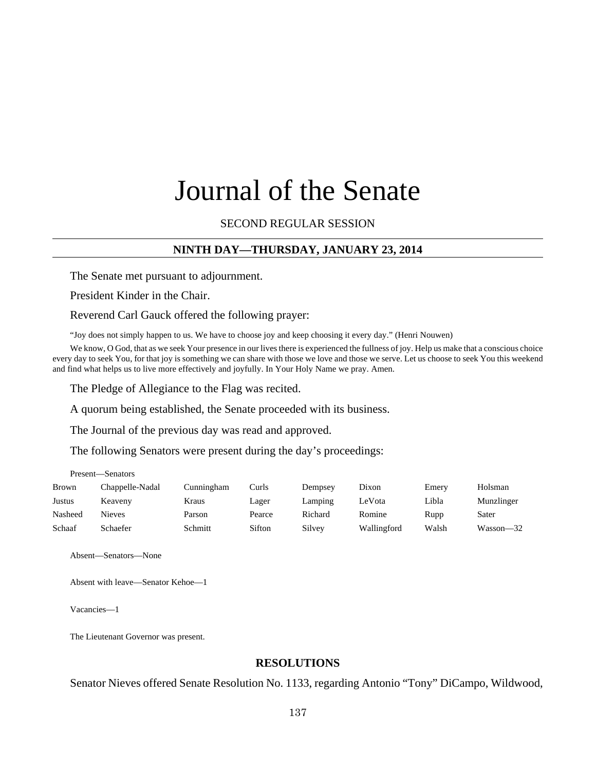# Journal of the Senate

SECOND REGULAR SESSION

## NINTH DAY—THURSDAY, JANUARY 23, 2014

The Senate met pursuant to adjournment.

President Kinder in the Chair.

Reverend Carl Gauck offered the following prayer:

"Joy does not simply happen to us. We have to choose joy and keep choosing it every day." (Henri Nouwen)

We know, O God, that as we seek Your presence in our lives there is experienced the fullness of joy. Help us make that a conscious choice every day to seek You, for that joy is something we can share with those we love and those we serve. Let us choose to seek You this weekend and find what helps us to live more effectively and joyfully. In Your Holy Name we pray. Amen.

The Pledge of Allegiance to the Flag was recited.

A quorum being established, the Senate proceeded with its business.

The Journal of the previous day was read and approved.

The following Senators were present during the day's proceedings:

Present—Senators

| | | | | | | | |
|---|---|---|---|---|---|---|---|
| Brown | Chappelle-Nadal | Cunningham | Curls | Dempsey | Dixon | Emery | Holsman |
| Justus | Keaveny | Kraus | Lager | Lamping | LeVota | Libla | Munzlinger |
| Nasheed | Nieves | Parson | Pearce | Richard | Romine | Rupp | Sater |
| Schaaf | Schaefer | Schmitt | Sifton | Silvey | Wallingford | Walsh | Wasson—32 |

Absent—Senators—None

Absent with leave—Senator Kehoe—1

Vacancies—1

The Lieutenant Governor was present.

## RESOLUTIONS

Senator Nieves offered Senate Resolution No. 1133, regarding Antonio "Tony" DiCampo, Wildwood,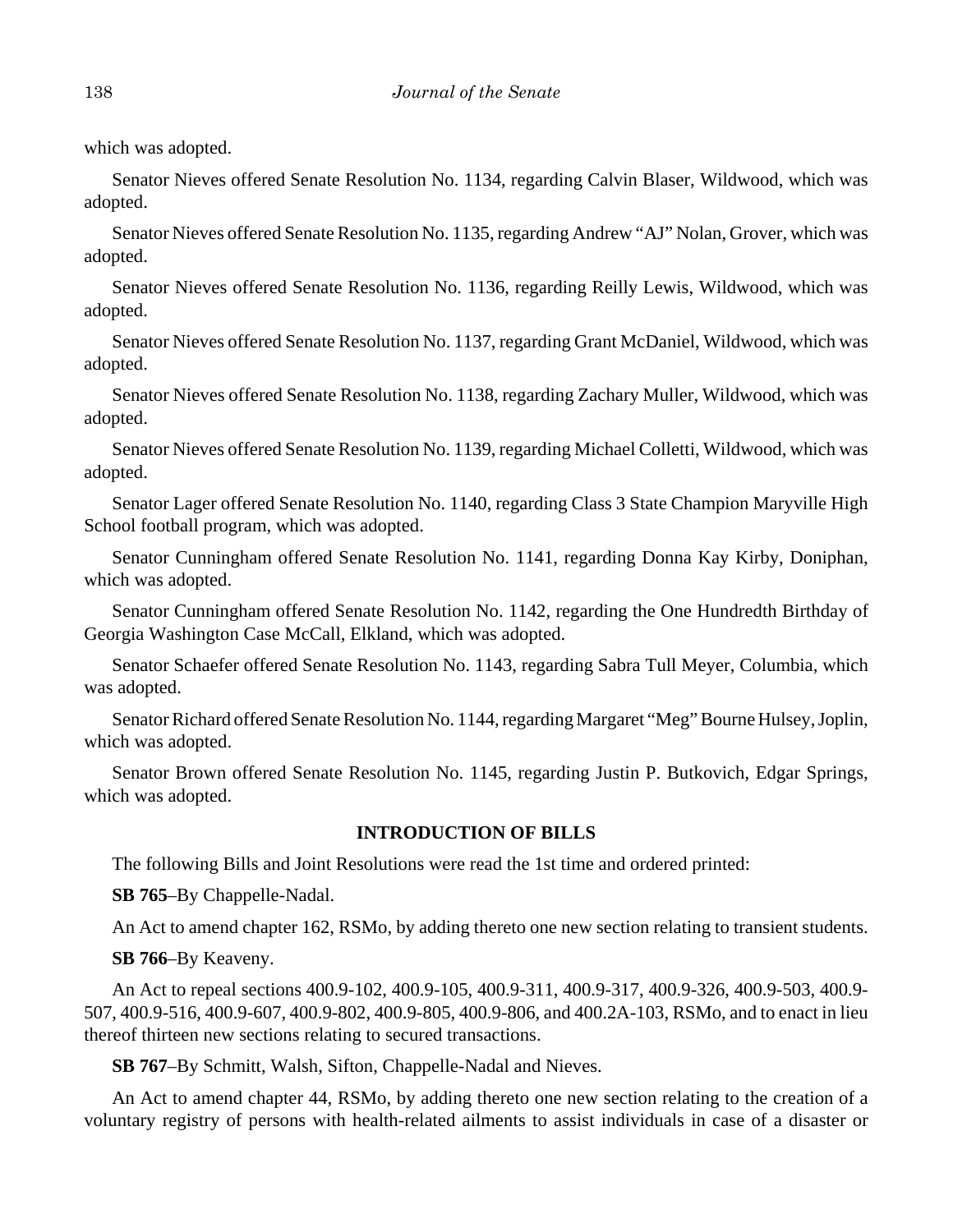which was adopted.

Senator Nieves offered Senate Resolution No. 1134, regarding Calvin Blaser, Wildwood, which was adopted.

Senator Nieves offered Senate Resolution No. 1135, regarding Andrew "AJ" Nolan, Grover, which was adopted.

Senator Nieves offered Senate Resolution No. 1136, regarding Reilly Lewis, Wildwood, which was adopted.

Senator Nieves offered Senate Resolution No. 1137, regarding Grant McDaniel, Wildwood, which was adopted.

Senator Nieves offered Senate Resolution No. 1138, regarding Zachary Muller, Wildwood, which was adopted.

Senator Nieves offered Senate Resolution No. 1139, regarding Michael Colletti, Wildwood, which was adopted.

Senator Lager offered Senate Resolution No. 1140, regarding Class 3 State Champion Maryville High School football program, which was adopted.

Senator Cunningham offered Senate Resolution No. 1141, regarding Donna Kay Kirby, Doniphan, which was adopted.

Senator Cunningham offered Senate Resolution No. 1142, regarding the One Hundredth Birthday of Georgia Washington Case McCall, Elkland, which was adopted.

Senator Schaefer offered Senate Resolution No. 1143, regarding Sabra Tull Meyer, Columbia, which was adopted.

Senator Richard offered Senate Resolution No. 1144, regarding Margaret "Meg" Bourne Hulsey, Joplin, which was adopted.

Senator Brown offered Senate Resolution No. 1145, regarding Justin P. Butkovich, Edgar Springs, which was adopted.

## INTRODUCTION OF BILLS

The following Bills and Joint Resolutions were read the 1st time and ordered printed:

**SB 765**–By Chappelle-Nadal.

An Act to amend chapter 162, RSMo, by adding thereto one new section relating to transient students.

**SB 766**–By Keaveny.

An Act to repeal sections 400.9-102, 400.9-105, 400.9-311, 400.9-317, 400.9-326, 400.9-503, 400.9-507, 400.9-516, 400.9-607, 400.9-802, 400.9-805, 400.9-806, and 400.2A-103, RSMo, and to enact in lieu thereof thirteen new sections relating to secured transactions.

**SB 767**–By Schmitt, Walsh, Sifton, Chappelle-Nadal and Nieves.

An Act to amend chapter 44, RSMo, by adding thereto one new section relating to the creation of a voluntary registry of persons with health-related ailments to assist individuals in case of a disaster or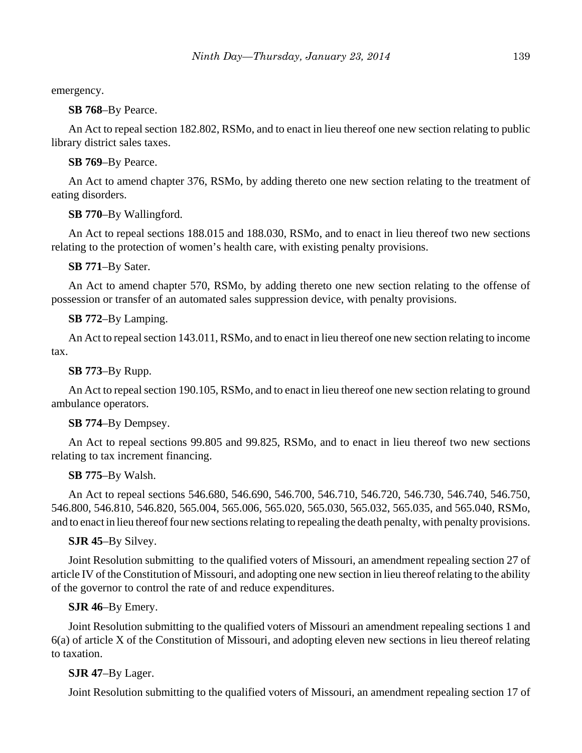emergency.

**SB 768**–By Pearce.

An Act to repeal section 182.802, RSMo, and to enact in lieu thereof one new section relating to public library district sales taxes.

**SB 769**–By Pearce.

An Act to amend chapter 376, RSMo, by adding thereto one new section relating to the treatment of eating disorders.

**SB 770**–By Wallingford.

An Act to repeal sections 188.015 and 188.030, RSMo, and to enact in lieu thereof two new sections relating to the protection of women's health care, with existing penalty provisions.

**SB 771**–By Sater.

An Act to amend chapter 570, RSMo, by adding thereto one new section relating to the offense of possession or transfer of an automated sales suppression device, with penalty provisions.

**SB 772**–By Lamping.

An Act to repeal section 143.011, RSMo, and to enact in lieu thereof one new section relating to income tax.

**SB 773**–By Rupp.

An Act to repeal section 190.105, RSMo, and to enact in lieu thereof one new section relating to ground ambulance operators.

**SB 774**–By Dempsey.

An Act to repeal sections 99.805 and 99.825, RSMo, and to enact in lieu thereof two new sections relating to tax increment financing.

**SB 775**–By Walsh.

An Act to repeal sections 546.680, 546.690, 546.700, 546.710, 546.720, 546.730, 546.740, 546.750, 546.800, 546.810, 546.820, 565.004, 565.006, 565.020, 565.030, 565.032, 565.035, and 565.040, RSMo, and to enact in lieu thereof four new sections relating to repealing the death penalty, with penalty provisions.

**SJR 45**–By Silvey.

Joint Resolution submitting to the qualified voters of Missouri, an amendment repealing section 27 of article IV of the Constitution of Missouri, and adopting one new section in lieu thereof relating to the ability of the governor to control the rate of and reduce expenditures.

**SJR 46**–By Emery.

Joint Resolution submitting to the qualified voters of Missouri an amendment repealing sections 1 and 6(a) of article X of the Constitution of Missouri, and adopting eleven new sections in lieu thereof relating to taxation.

**SJR 47**–By Lager.

Joint Resolution submitting to the qualified voters of Missouri, an amendment repealing section 17 of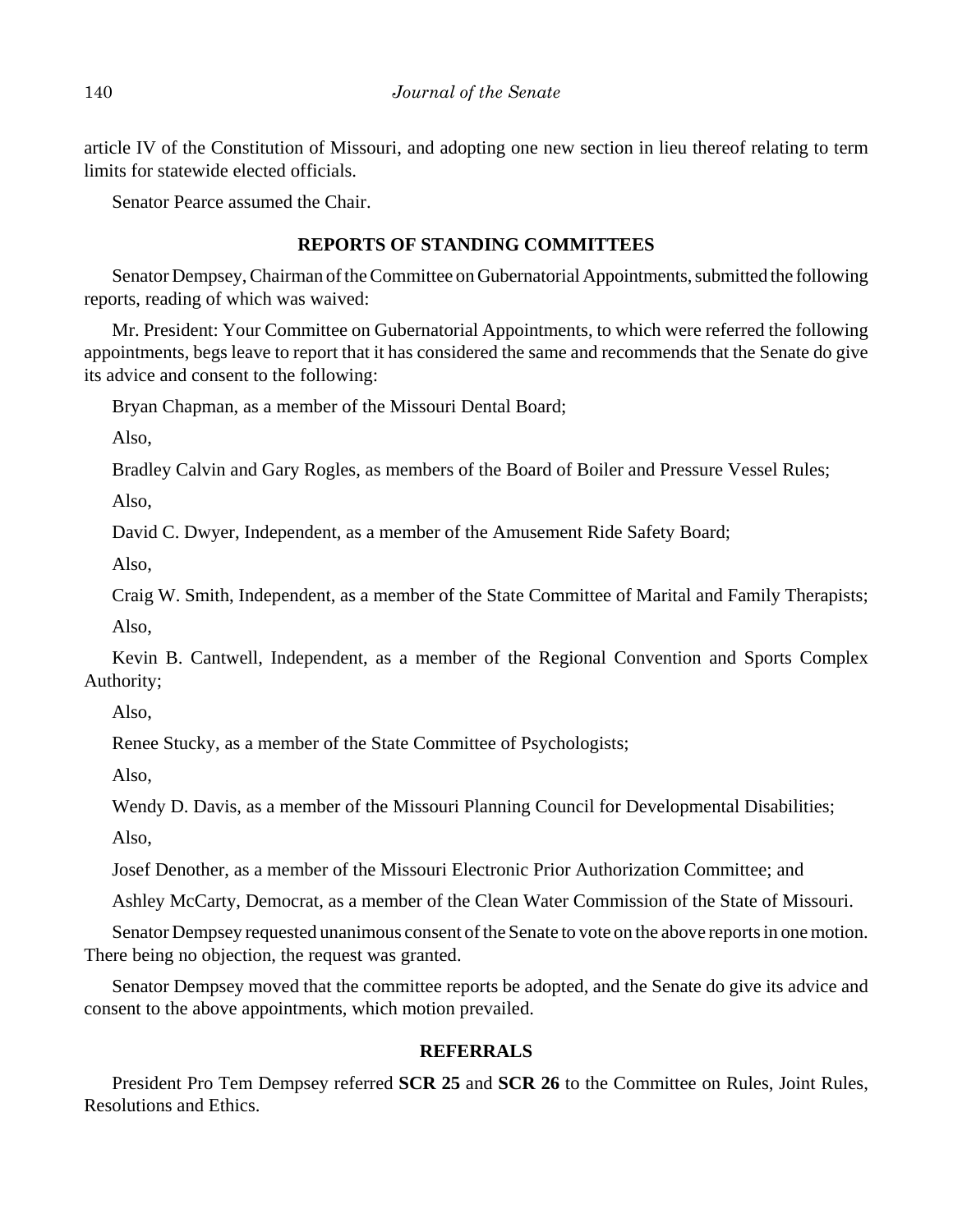article IV of the Constitution of Missouri, and adopting one new section in lieu thereof relating to term limits for statewide elected officials.

Senator Pearce assumed the Chair.

## REPORTS OF STANDING COMMITTEES

Senator Dempsey, Chairman of the Committee on Gubernatorial Appointments, submitted the following reports, reading of which was waived:

Mr. President: Your Committee on Gubernatorial Appointments, to which were referred the following appointments, begs leave to report that it has considered the same and recommends that the Senate do give its advice and consent to the following:

Bryan Chapman, as a member of the Missouri Dental Board;

Also,

Bradley Calvin and Gary Rogles, as members of the Board of Boiler and Pressure Vessel Rules;

Also,

David C. Dwyer, Independent, as a member of the Amusement Ride Safety Board;

Also,

Craig W. Smith, Independent, as a member of the State Committee of Marital and Family Therapists;

Also,

Kevin B. Cantwell, Independent, as a member of the Regional Convention and Sports Complex Authority;

Also,

Renee Stucky, as a member of the State Committee of Psychologists;

Also,

Wendy D. Davis, as a member of the Missouri Planning Council for Developmental Disabilities;

Also,

Josef Denother, as a member of the Missouri Electronic Prior Authorization Committee; and

Ashley McCarty, Democrat, as a member of the Clean Water Commission of the State of Missouri.

Senator Dempsey requested unanimous consent of the Senate to vote on the above reports in one motion. There being no objection, the request was granted.

Senator Dempsey moved that the committee reports be adopted, and the Senate do give its advice and consent to the above appointments, which motion prevailed.

## REFERRALS

President Pro Tem Dempsey referred **SCR 25** and **SCR 26** to the Committee on Rules, Joint Rules, Resolutions and Ethics.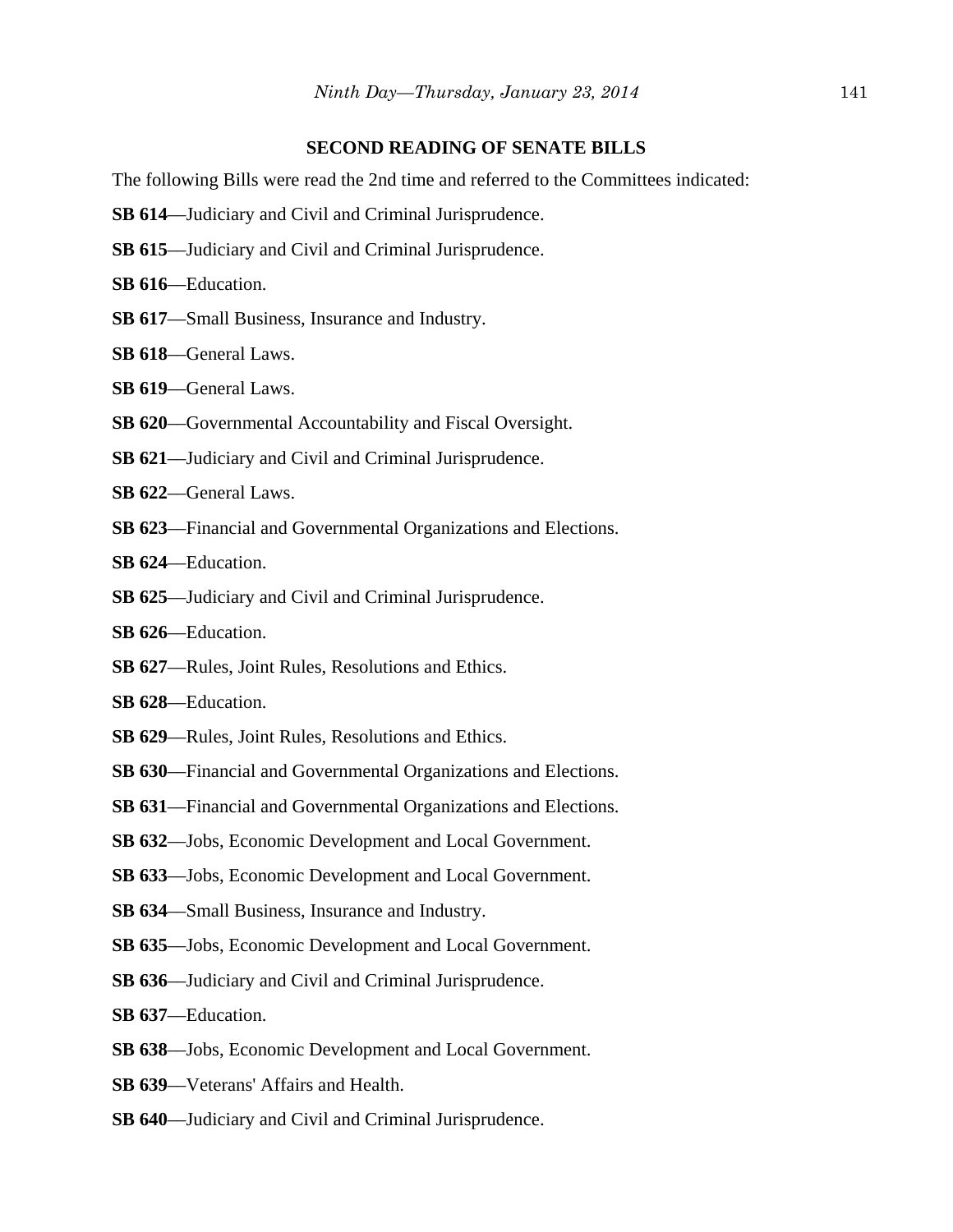## SECOND READING OF SENATE BILLS

The following Bills were read the 2nd time and referred to the Committees indicated:

**SB 614**—Judiciary and Civil and Criminal Jurisprudence.

**SB 615**—Judiciary and Civil and Criminal Jurisprudence.

**SB 616**—Education.

**SB 617**—Small Business, Insurance and Industry.

**SB 618**—General Laws.

**SB 619**—General Laws.

**SB 620**—Governmental Accountability and Fiscal Oversight.

**SB 621**—Judiciary and Civil and Criminal Jurisprudence.

**SB 622**—General Laws.

**SB 623**—Financial and Governmental Organizations and Elections.

**SB 624**—Education.

**SB 625**—Judiciary and Civil and Criminal Jurisprudence.

**SB 626**—Education.

**SB 627**—Rules, Joint Rules, Resolutions and Ethics.

**SB 628**—Education.

**SB 629**—Rules, Joint Rules, Resolutions and Ethics.

**SB 630**—Financial and Governmental Organizations and Elections.

**SB 631**—Financial and Governmental Organizations and Elections.

**SB 632**—Jobs, Economic Development and Local Government.

**SB 633**—Jobs, Economic Development and Local Government.

**SB 634**—Small Business, Insurance and Industry.

**SB 635**—Jobs, Economic Development and Local Government.

**SB 636**—Judiciary and Civil and Criminal Jurisprudence.

**SB 637**—Education.

**SB 638**—Jobs, Economic Development and Local Government.

**SB 639**—Veterans' Affairs and Health.

**SB 640**—Judiciary and Civil and Criminal Jurisprudence.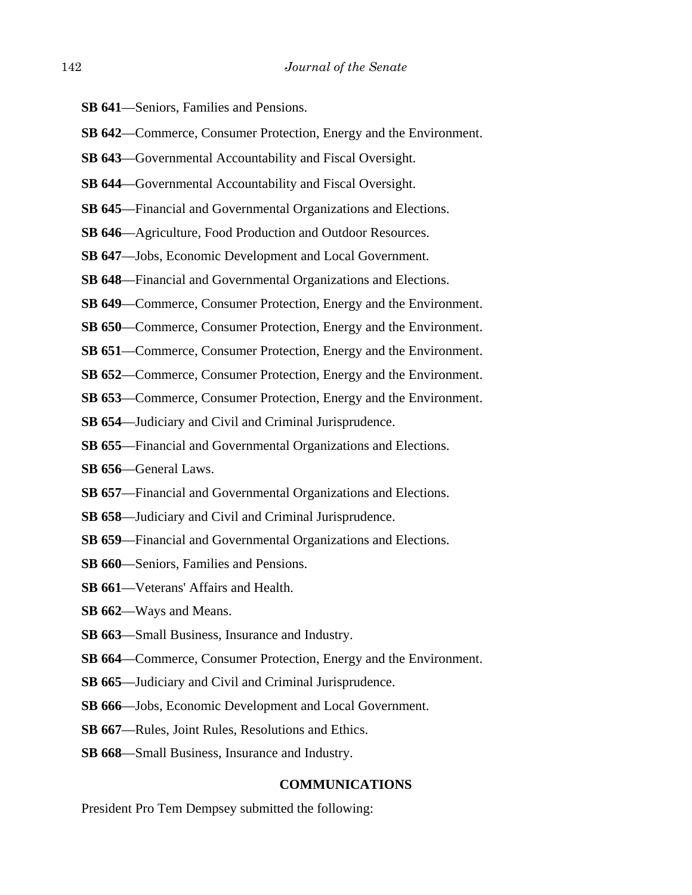**SB 641**—Seniors, Families and Pensions.

**SB 642**—Commerce, Consumer Protection, Energy and the Environment.

**SB 643**—Governmental Accountability and Fiscal Oversight.

**SB 644**—Governmental Accountability and Fiscal Oversight.

**SB 645**—Financial and Governmental Organizations and Elections.

**SB 646**—Agriculture, Food Production and Outdoor Resources.

**SB 647**—Jobs, Economic Development and Local Government.

**SB 648**—Financial and Governmental Organizations and Elections.

**SB 649**—Commerce, Consumer Protection, Energy and the Environment.

**SB 650**—Commerce, Consumer Protection, Energy and the Environment.

**SB 651**—Commerce, Consumer Protection, Energy and the Environment.

**SB 652**—Commerce, Consumer Protection, Energy and the Environment.

**SB 653**—Commerce, Consumer Protection, Energy and the Environment.

**SB 654**—Judiciary and Civil and Criminal Jurisprudence.

**SB 655**—Financial and Governmental Organizations and Elections.

**SB 656**—General Laws.

**SB 657**—Financial and Governmental Organizations and Elections.

**SB 658**—Judiciary and Civil and Criminal Jurisprudence.

**SB 659**—Financial and Governmental Organizations and Elections.

**SB 660**—Seniors, Families and Pensions.

**SB 661**—Veterans' Affairs and Health.

**SB 662**—Ways and Means.

**SB 663**—Small Business, Insurance and Industry.

**SB 664**—Commerce, Consumer Protection, Energy and the Environment.

**SB 665**—Judiciary and Civil and Criminal Jurisprudence.

**SB 666**—Jobs, Economic Development and Local Government.

**SB 667**—Rules, Joint Rules, Resolutions and Ethics.

**SB 668**—Small Business, Insurance and Industry.

## COMMUNICATIONS

President Pro Tem Dempsey submitted the following: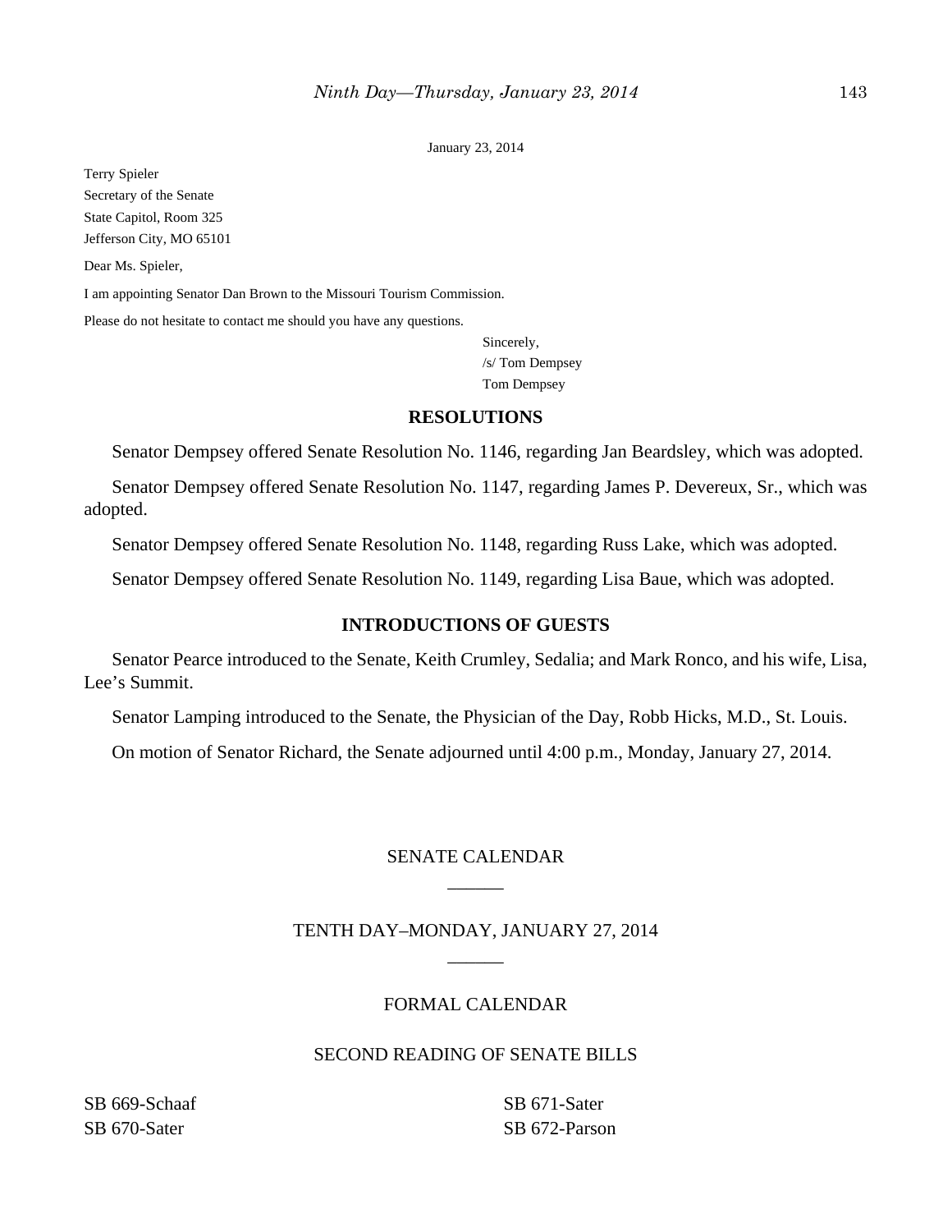January 23, 2014

Terry Spieler
Secretary of the Senate
State Capitol, Room 325
Jefferson City, MO 65101

Dear Ms. Spieler,

I am appointing Senator Dan Brown to the Missouri Tourism Commission.

Please do not hesitate to contact me should you have any questions.

Sincerely,
/s/ Tom Dempsey
Tom Dempsey

## RESOLUTIONS

Senator Dempsey offered Senate Resolution No. 1146, regarding Jan Beardsley, which was adopted.

Senator Dempsey offered Senate Resolution No. 1147, regarding James P. Devereux, Sr., which was adopted.

Senator Dempsey offered Senate Resolution No. 1148, regarding Russ Lake, which was adopted.

Senator Dempsey offered Senate Resolution No. 1149, regarding Lisa Baue, which was adopted.

## INTRODUCTIONS OF GUESTS

Senator Pearce introduced to the Senate, Keith Crumley, Sedalia; and Mark Ronco, and his wife, Lisa, Lee's Summit.

Senator Lamping introduced to the Senate, the Physician of the Day, Robb Hicks, M.D., St. Louis.

On motion of Senator Richard, the Senate adjourned until 4:00 p.m., Monday, January 27, 2014.

## SENATE CALENDAR

______

## TENTH DAY–MONDAY, JANUARY 27, 2014

______

## FORMAL CALENDAR

### SECOND READING OF SENATE BILLS

SB 669-Schaaf
SB 670-Sater
SB 671-Sater
SB 672-Parson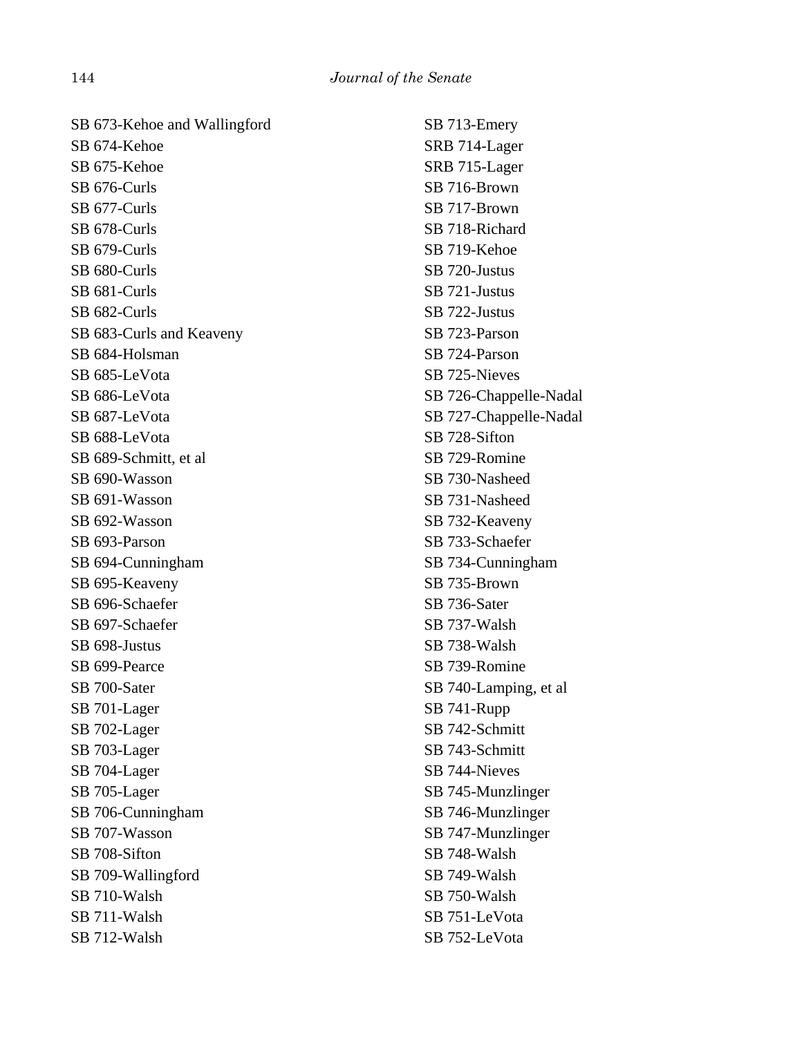SB 673-Kehoe and Wallingford
SB 674-Kehoe
SB 675-Kehoe
SB 676-Curls
SB 677-Curls
SB 678-Curls
SB 679-Curls
SB 680-Curls
SB 681-Curls
SB 682-Curls
SB 683-Curls and Keaveny
SB 684-Holsman
SB 685-LeVota
SB 686-LeVota
SB 687-LeVota
SB 688-LeVota
SB 689-Schmitt, et al
SB 690-Wasson
SB 691-Wasson
SB 692-Wasson
SB 693-Parson
SB 694-Cunningham
SB 695-Keaveny
SB 696-Schaefer
SB 697-Schaefer
SB 698-Justus
SB 699-Pearce
SB 700-Sater
SB 701-Lager
SB 702-Lager
SB 703-Lager
SB 704-Lager
SB 705-Lager
SB 706-Cunningham
SB 707-Wasson
SB 708-Sifton
SB 709-Wallingford
SB 710-Walsh
SB 711-Walsh
SB 712-Walsh
SB 713-Emery
SRB 714-Lager
SRB 715-Lager
SB 716-Brown
SB 717-Brown
SB 718-Richard
SB 719-Kehoe
SB 720-Justus
SB 721-Justus
SB 722-Justus
SB 723-Parson
SB 724-Parson
SB 725-Nieves
SB 726-Chappelle-Nadal
SB 727-Chappelle-Nadal
SB 728-Sifton
SB 729-Romine
SB 730-Nasheed
SB 731-Nasheed
SB 732-Keaveny
SB 733-Schaefer
SB 734-Cunningham
SB 735-Brown
SB 736-Sater
SB 737-Walsh
SB 738-Walsh
SB 739-Romine
SB 740-Lamping, et al
SB 741-Rupp
SB 742-Schmitt
SB 743-Schmitt
SB 744-Nieves
SB 745-Munzlinger
SB 746-Munzlinger
SB 747-Munzlinger
SB 748-Walsh
SB 749-Walsh
SB 750-Walsh
SB 751-LeVota
SB 752-LeVota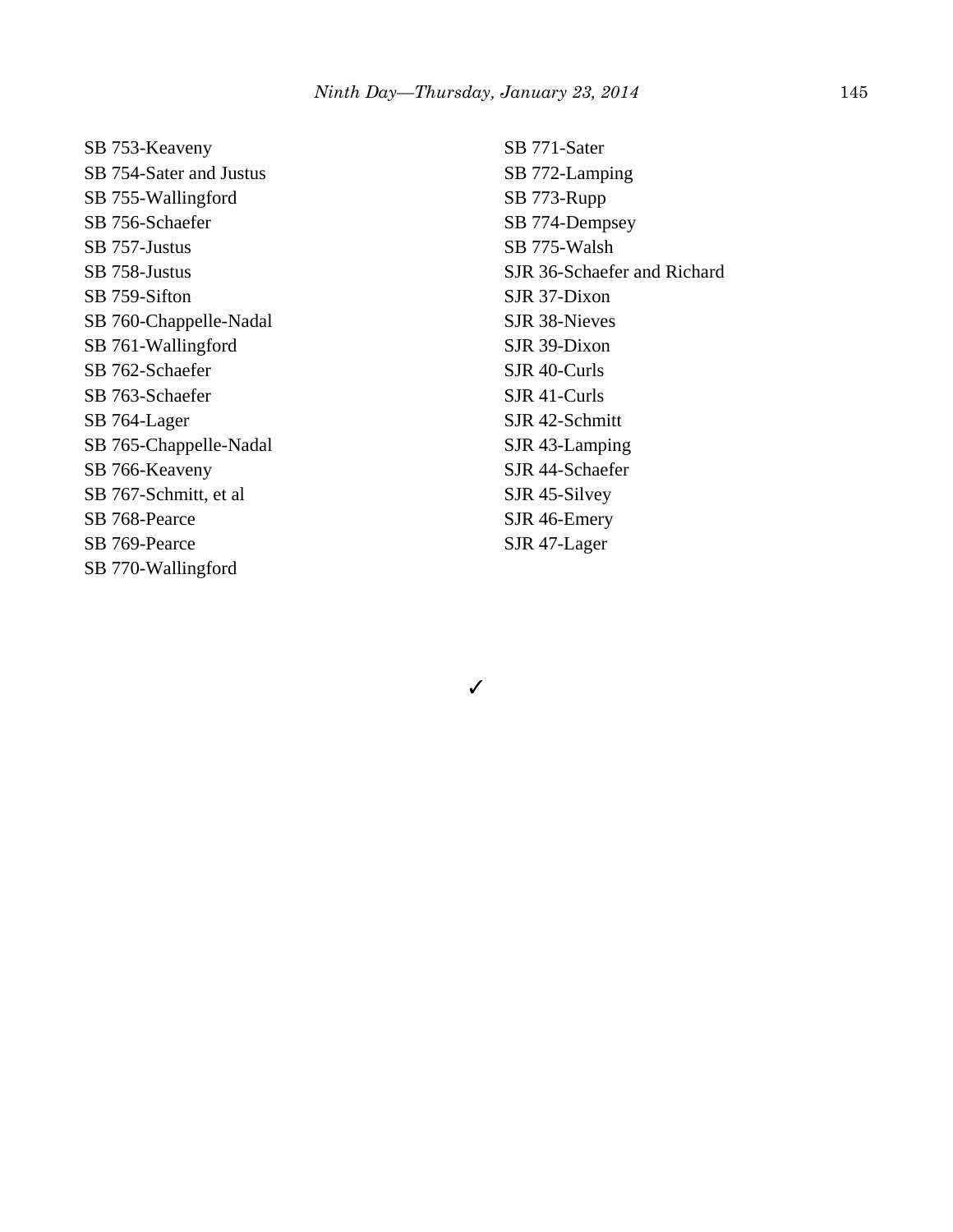SB 753-Keaveny
SB 754-Sater and Justus
SB 755-Wallingford
SB 756-Schaefer
SB 757-Justus
SB 758-Justus
SB 759-Sifton
SB 760-Chappelle-Nadal
SB 761-Wallingford
SB 762-Schaefer
SB 763-Schaefer
SB 764-Lager
SB 765-Chappelle-Nadal
SB 766-Keaveny
SB 767-Schmitt, et al
SB 768-Pearce
SB 769-Pearce
SB 770-Wallingford
SB 771-Sater
SB 772-Lamping
SB 773-Rupp
SB 774-Dempsey
SB 775-Walsh
SJR 36-Schaefer and Richard
SJR 37-Dixon
SJR 38-Nieves
SJR 39-Dixon
SJR 40-Curls
SJR 41-Curls
SJR 42-Schmitt
SJR 43-Lamping
SJR 44-Schaefer
SJR 45-Silvey
SJR 46-Emery
SJR 47-Lager

✓